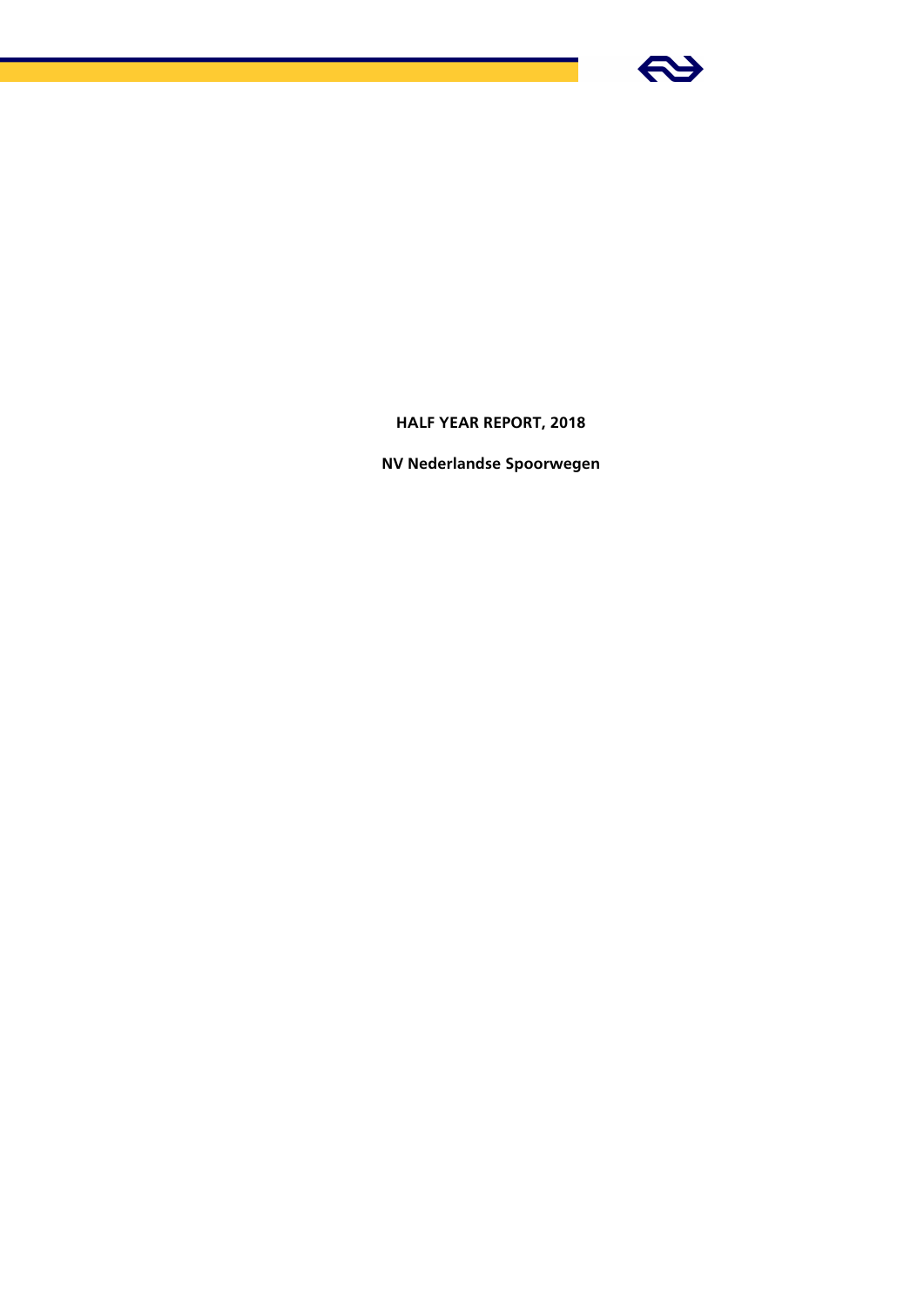# HALF YEAR REPORT, 2018

**NV Nederlandse Spoorwegen**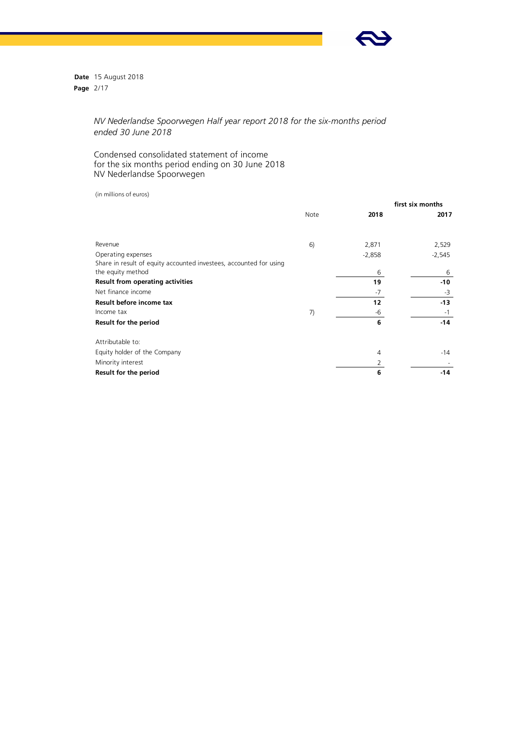*NV Nederlandse Spoorwegen Half year report 2018 for the six-months period ended 30 June 2018*

## Condensed consolidated statement of income for the six months period ending on 30 June 2018 NV Nederlandse Spoorwegen

(in millions of euros)

| | Note | first six months 2018 | 2017 |
|---|---|---|---|
| Revenue | 6) | 2,871 | 2,529 |
| Operating expenses | | -2,858 | -2,545 |
| Share in result of equity accounted investees, accounted for using the equity method | | 6 | 6 |
| **Result from operating activities** | | **19** | **-10** |
| Net finance income | | -7 | -3 |
| **Result before income tax** | | **12** | **-13** |
| Income tax | 7) | -6 | -1 |
| **Result for the period** | | **6** | **-14** |
| | | | |
| Attributable to: | | | |
| Equity holder of the Company | | 4 | -14 |
| Minority interest | | 2 | - |
| **Result for the period** | | **6** | **-14** |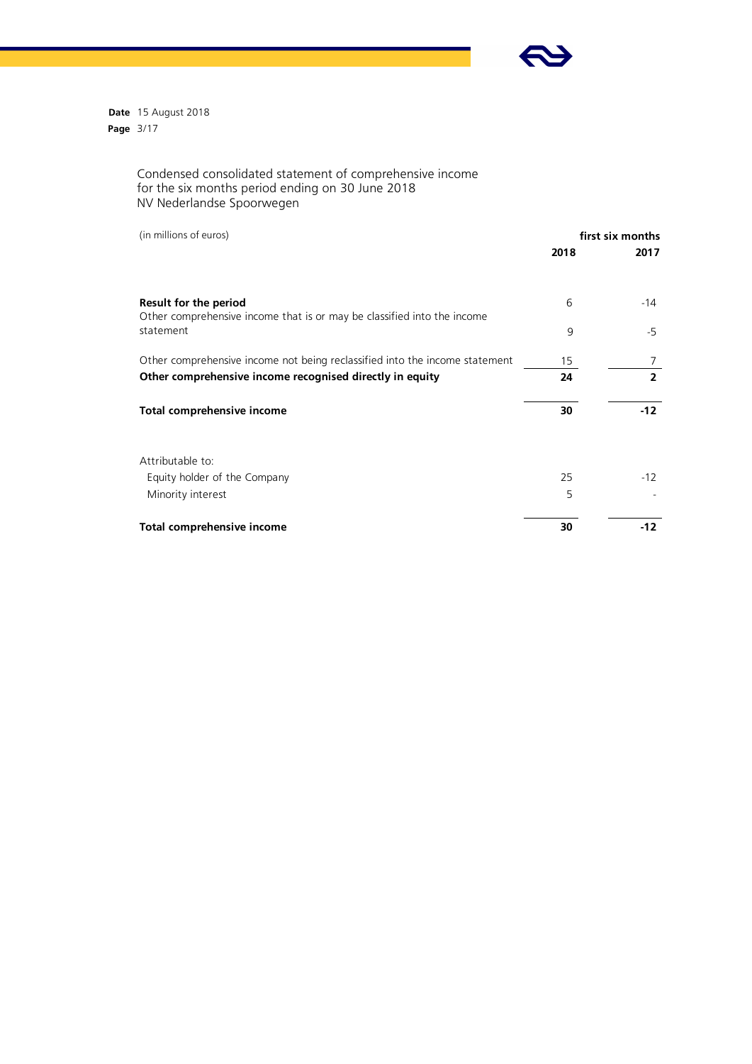Condensed consolidated statement of comprehensive income
for the six months period ending on 30 June 2018
NV Nederlandse Spoorwegen

| (in millions of euros) | first six months | |
|---|---|---|
| | **2018** | **2017** |
| **Result for the period** | 6 | -14 |
| Other comprehensive income that is or may be classified into the income statement | 9 | -5 |
| Other comprehensive income not being reclassified into the income statement | 15 | 7 |
| **Other comprehensive income recognised directly in equity** | **24** | **2** |
| **Total comprehensive income** | **30** | **-12** |
| Attributable to: | | |
| Equity holder of the Company | 25 | -12 |
| Minority interest | 5 | - |
| **Total comprehensive income** | **30** | **-12** |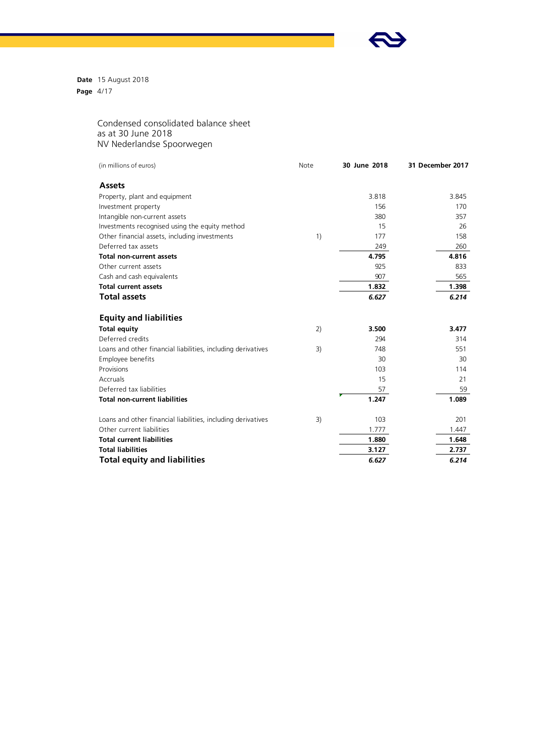**Date** 15 August 2018

# Condensed consolidated balance sheet
as at 30 June 2018
NV Nederlandse Spoorwegen

| (in millions of euros) | Note | 30 June 2018 | 31 December 2017 |
|---|---|---|---|
| **Assets** | | | |
| Property, plant and equipment | | 3.818 | 3.845 |
| Investment property | | 156 | 170 |
| Intangible non-current assets | | 380 | 357 |
| Investments recognised using the equity method | | 15 | 26 |
| Other financial assets, including investments | 1) | 177 | 158 |
| Deferred tax assets | | 249 | 260 |
| **Total non-current assets** | | **4.795** | **4.816** |
| Other current assets | | 925 | 833 |
| Cash and cash equivalents | | 907 | 565 |
| **Total current assets** | | **1.832** | **1.398** |
| **Total assets** | | ***6.627*** | ***6.214*** |
| | | | |
| **Equity and liabilities** | | | |
| **Total equity** | 2) | **3.500** | **3.477** |
| Deferred credits | | 294 | 314 |
| Loans and other financial liabilities, including derivatives | 3) | 748 | 551 |
| Employee benefits | | 30 | 30 |
| Provisions | | 103 | 114 |
| Accruals | | 15 | 21 |
| Deferred tax liabilities | | 57 | 59 |
| **Total non-current liabilities** | | **1.247** | **1.089** |
| | | | |
| Loans and other financial liabilities, including derivatives | 3) | 103 | 201 |
| Other current liabilities | | 1.777 | 1.447 |
| **Total current liabilities** | | **1.880** | **1.648** |
| **Total liabilities** | | **3.127** | **2.737** |
| **Total equity and liabilities** | | ***6.627*** | ***6.214*** |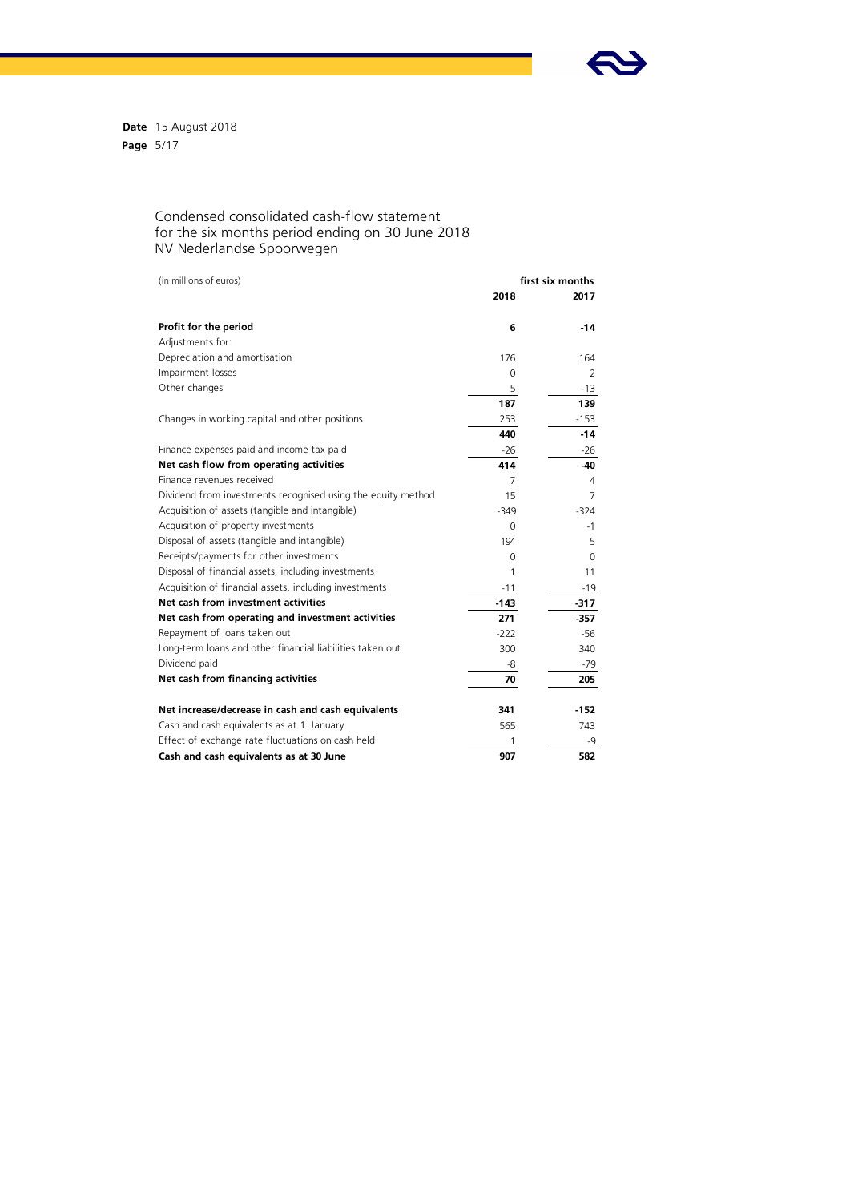Date 15 August 2018

## Condensed consolidated cash-flow statement for the six months period ending on 30 June 2018 NV Nederlandse Spoorwegen

| (in millions of euros) | first six months | |
|---|---|---|
| | **2018** | **2017** |
| **Profit for the period** | **6** | **-14** |
| Adjustments for: | | |
| Depreciation and amortisation | 176 | 164 |
| Impairment losses | 0 | 2 |
| Other changes | 5 | -13 |
| | **187** | **139** |
| Changes in working capital and other positions | 253 | -153 |
| | **440** | **-14** |
| Finance expenses paid and income tax paid | -26 | -26 |
| **Net cash flow from operating activities** | **414** | **-40** |
| Finance revenues received | 7 | 4 |
| Dividend from investments recognised using the equity method | 15 | 7 |
| Acquisition of assets (tangible and intangible) | -349 | -324 |
| Acquisition of property investments | 0 | -1 |
| Disposal of assets (tangible and intangible) | 194 | 5 |
| Receipts/payments for other investments | 0 | 0 |
| Disposal of financial assets, including investments | 1 | 11 |
| Acquisition of financial assets, including investments | -11 | -19 |
| **Net cash from investment activities** | **-143** | **-317** |
| **Net cash from operating and investment activities** | **271** | **-357** |
| Repayment of loans taken out | -222 | -56 |
| Long-term loans and other financial liabilities taken out | 300 | 340 |
| Dividend paid | -8 | -79 |
| **Net cash from financing activities** | **70** | **205** |
| | | |
| **Net increase/decrease in cash and cash equivalents** | **341** | **-152** |
| Cash and cash equivalents as at 1 January | 565 | 743 |
| Effect of exchange rate fluctuations on cash held | 1 | -9 |
| **Cash and cash equivalents as at 30 June** | **907** | **582** |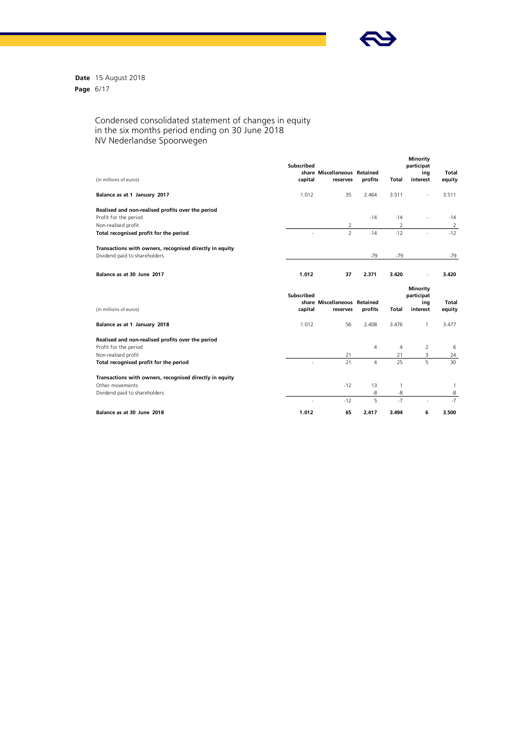Date 15 August 2018

## Condensed consolidated statement of changes in equity in the six months period ending on 30 June 2018 NV Nederlandse Spoorwegen

| (in millions of euros) | Subscribed share capital | Miscellaneous reserves | Retained profits | Total | Minority participating interest | Total equity |
|---|---|---|---|---|---|---|
| **Balance as at 1 January 2017** | 1.012 | 35 | 2.464 | 3.511 | - | 3.511 |
| | | | | | | |
| **Realised and non-realised profits over the period** | | | | | | |
| Profit for the period | | | -14 | -14 | - | -14 |
| Non-realised profit | | 2 | | 2 | | 2 |
| **Total recognised profit for the period** | - | 2 | -14 | -12 | - | -12 |
| | | | | | | |
| **Transactions with owners, recognised directly in equity** | | | | | | |
| Dividend paid to shareholders | | | -79 | -79 | | -79 |
| | | | | | | |
| **Balance as at 30 June 2017** | **1.012** | **37** | **2.371** | **3.420** | - | **3.420** |

| (in millions of euros) | Subscribed share capital | Miscellaneous reserves | Retained profits | Total | Minority participating interest | Total equity |
|---|---|---|---|---|---|---|
| **Balance as at 1 January 2018** | 1.012 | 56 | 2.408 | 3.476 | 1 | 3.477 |
| | | | | | | |
| **Realised and non-realised profits over the period** | | | | | | |
| Profit for the period | | | 4 | 4 | 2 | 6 |
| Non-realised profit | | 21 | | 21 | 3 | 24 |
| **Total recognised profit for the period** | - | 21 | 4 | 25 | 5 | 30 |
| | | | | | | |
| **Transactions with owners, recognised directly in equity** | | | | | | |
| Other movements | | -12 | 13 | 1 | | 1 |
| Dividend paid to shareholders | | | -8 | -8 | | -8 |
| | - | -12 | 5 | -7 | - | -7 |
| | | | | | | |
| **Balance as at 30 June 2018** | **1.012** | **65** | **2.417** | **3.494** | **6** | **3.500** |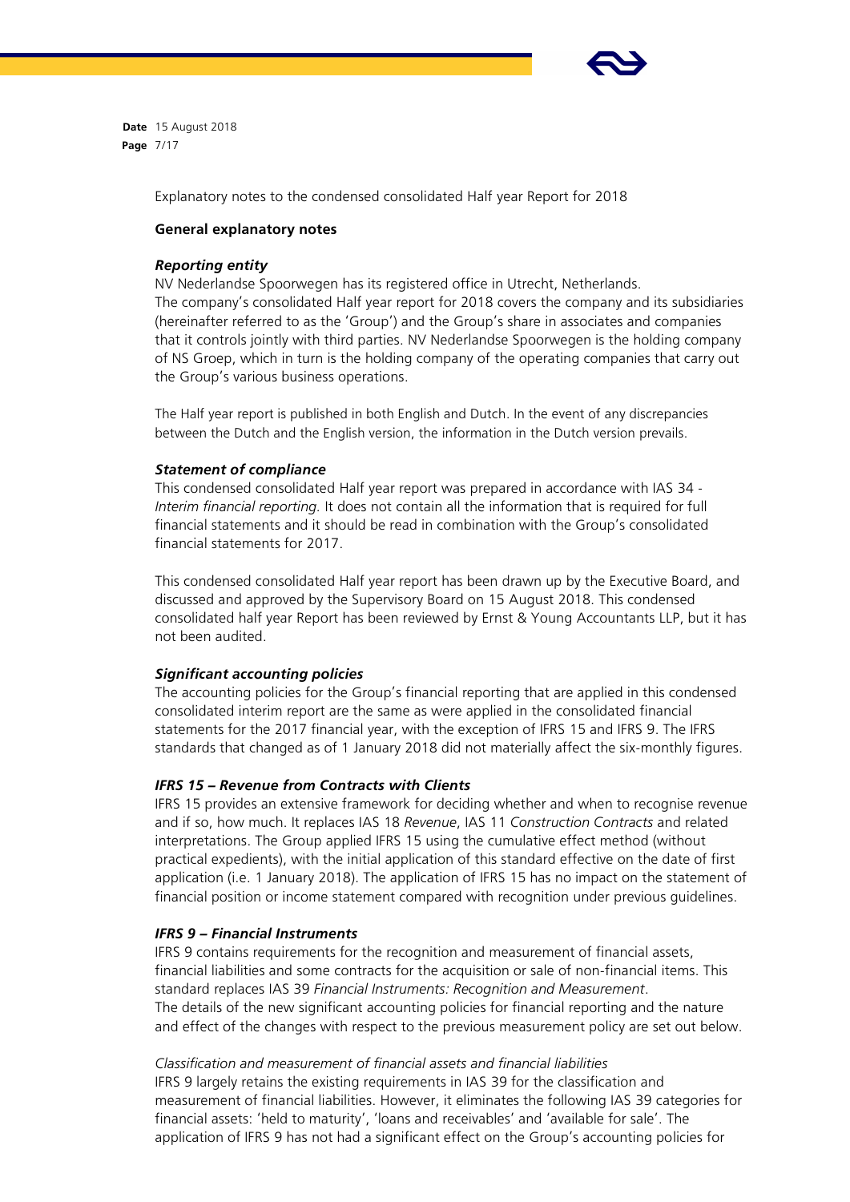Explanatory notes to the condensed consolidated Half year Report for 2018

## General explanatory notes

### *Reporting entity*

NV Nederlandse Spoorwegen has its registered office in Utrecht, Netherlands.
The company's consolidated Half year report for 2018 covers the company and its subsidiaries (hereinafter referred to as the 'Group') and the Group's share in associates and companies that it controls jointly with third parties. NV Nederlandse Spoorwegen is the holding company of NS Groep, which in turn is the holding company of the operating companies that carry out the Group's various business operations.

The Half year report is published in both English and Dutch. In the event of any discrepancies between the Dutch and the English version, the information in the Dutch version prevails.

### *Statement of compliance*

This condensed consolidated Half year report was prepared in accordance with IAS 34 - *Interim financial reporting.* It does not contain all the information that is required for full financial statements and it should be read in combination with the Group's consolidated financial statements for 2017.

This condensed consolidated Half year report has been drawn up by the Executive Board, and discussed and approved by the Supervisory Board on 15 August 2018. This condensed consolidated half year Report has been reviewed by Ernst & Young Accountants LLP, but it has not been audited.

### *Significant accounting policies*

The accounting policies for the Group's financial reporting that are applied in this condensed consolidated interim report are the same as were applied in the consolidated financial statements for the 2017 financial year, with the exception of IFRS 15 and IFRS 9. The IFRS standards that changed as of 1 January 2018 did not materially affect the six-monthly figures.

### *IFRS 15 – Revenue from Contracts with Clients*

IFRS 15 provides an extensive framework for deciding whether and when to recognise revenue and if so, how much. It replaces IAS 18 *Revenue*, IAS 11 *Construction Contracts* and related interpretations. The Group applied IFRS 15 using the cumulative effect method (without practical expedients), with the initial application of this standard effective on the date of first application (i.e. 1 January 2018). The application of IFRS 15 has no impact on the statement of financial position or income statement compared with recognition under previous guidelines.

### *IFRS 9 – Financial Instruments*

IFRS 9 contains requirements for the recognition and measurement of financial assets, financial liabilities and some contracts for the acquisition or sale of non-financial items. This standard replaces IAS 39 *Financial Instruments: Recognition and Measurement*.
The details of the new significant accounting policies for financial reporting and the nature and effect of the changes with respect to the previous measurement policy are set out below.

*Classification and measurement of financial assets and financial liabilities*

IFRS 9 largely retains the existing requirements in IAS 39 for the classification and measurement of financial liabilities. However, it eliminates the following IAS 39 categories for financial assets: 'held to maturity', 'loans and receivables' and 'available for sale'. The application of IFRS 9 has not had a significant effect on the Group's accounting policies for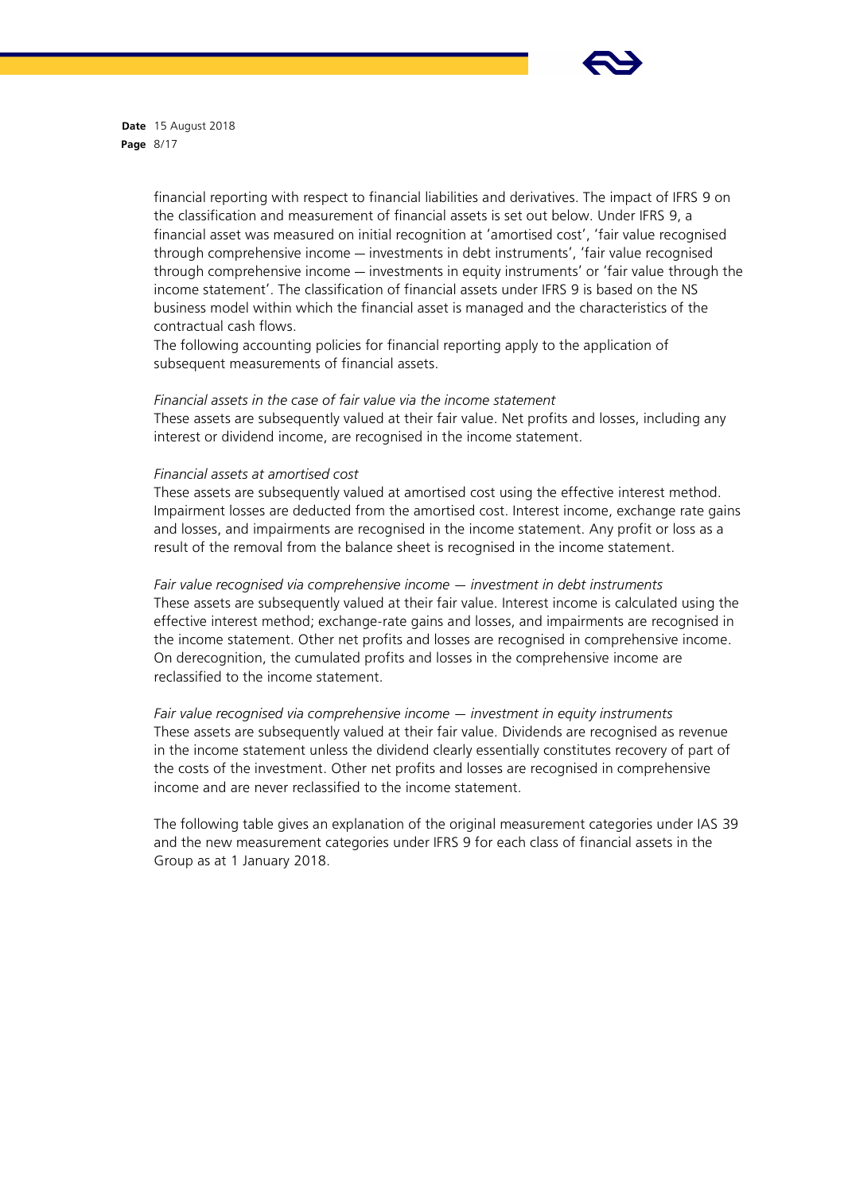financial reporting with respect to financial liabilities and derivatives. The impact of IFRS 9 on the classification and measurement of financial assets is set out below. Under IFRS 9, a financial asset was measured on initial recognition at 'amortised cost', 'fair value recognised through comprehensive income — investments in debt instruments', 'fair value recognised through comprehensive income — investments in equity instruments' or 'fair value through the income statement'. The classification of financial assets under IFRS 9 is based on the NS business model within which the financial asset is managed and the characteristics of the contractual cash flows.
The following accounting policies for financial reporting apply to the application of subsequent measurements of financial assets.

*Financial assets in the case of fair value via the income statement*
These assets are subsequently valued at their fair value. Net profits and losses, including any interest or dividend income, are recognised in the income statement.

*Financial assets at amortised cost*
These assets are subsequently valued at amortised cost using the effective interest method. Impairment losses are deducted from the amortised cost. Interest income, exchange rate gains and losses, and impairments are recognised in the income statement. Any profit or loss as a result of the removal from the balance sheet is recognised in the income statement.

*Fair value recognised via comprehensive income — investment in debt instruments*
These assets are subsequently valued at their fair value. Interest income is calculated using the effective interest method; exchange-rate gains and losses, and impairments are recognised in the income statement. Other net profits and losses are recognised in comprehensive income. On derecognition, the cumulated profits and losses in the comprehensive income are reclassified to the income statement.

*Fair value recognised via comprehensive income — investment in equity instruments*
These assets are subsequently valued at their fair value. Dividends are recognised as revenue in the income statement unless the dividend clearly essentially constitutes recovery of part of the costs of the investment. Other net profits and losses are recognised in comprehensive income and are never reclassified to the income statement.

The following table gives an explanation of the original measurement categories under IAS 39 and the new measurement categories under IFRS 9 for each class of financial assets in the Group as at 1 January 2018.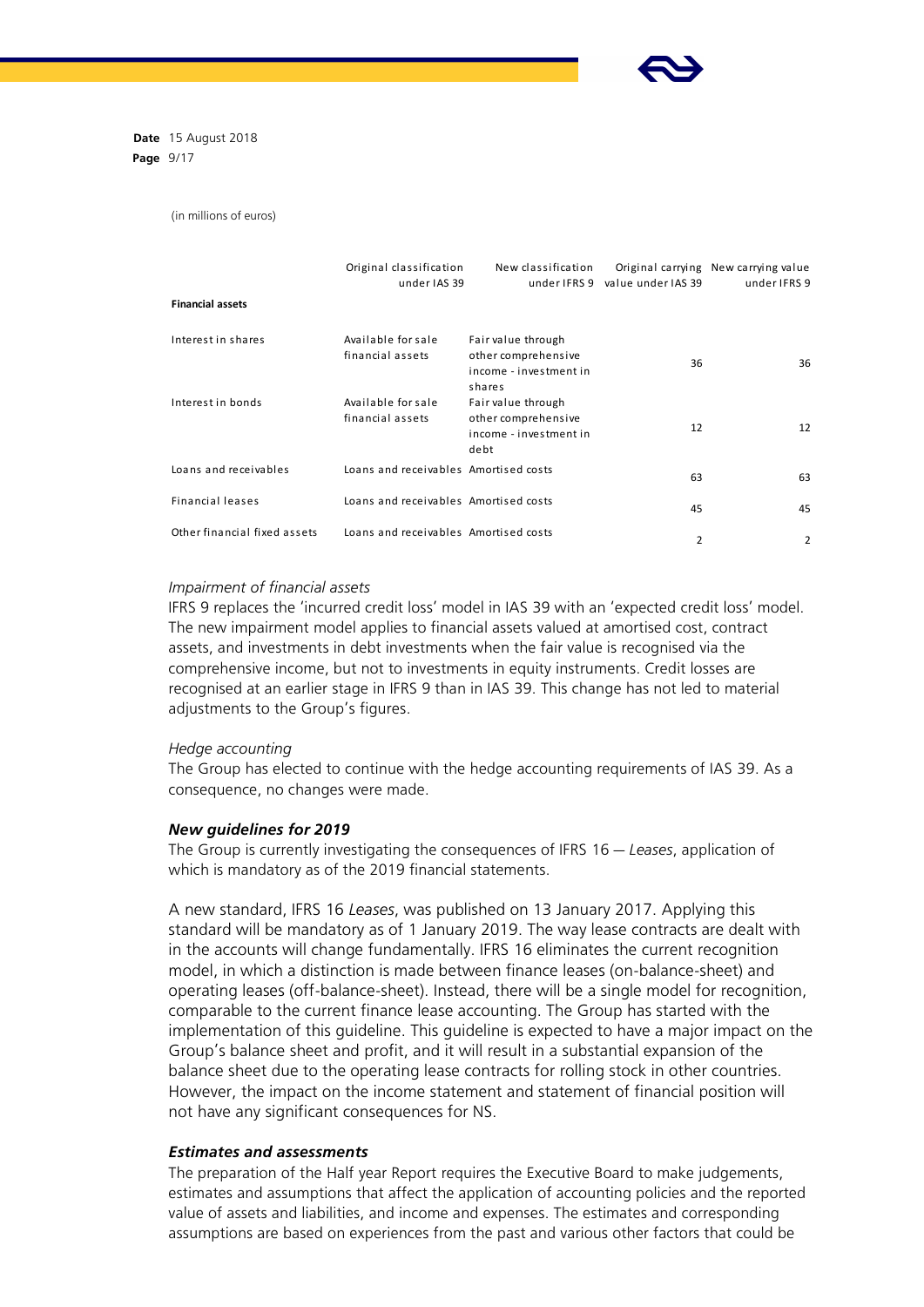(in millions of euros)

| | Original classification under IAS 39 | New classification under IFRS 9 | Original carrying value under IAS 39 | New carrying value under IFRS 9 |
|---|---|---|---|---|
| **Financial assets** | | | | |
| Interest in shares | Available for sale financial assets | Fair value through other comprehensive income - investment in shares | 36 | 36 |
| Interest in bonds | Available for sale financial assets | Fair value through other comprehensive income - investment in debt | 12 | 12 |
| Loans and receivables | Loans and receivables | Amortised costs | 63 | 63 |
| Financial leases | Loans and receivables | Amortised costs | 45 | 45 |
| Other financial fixed assets | Loans and receivables | Amortised costs | 2 | 2 |

*Impairment of financial assets*

IFRS 9 replaces the 'incurred credit loss' model in IAS 39 with an 'expected credit loss' model. The new impairment model applies to financial assets valued at amortised cost, contract assets, and investments in debt investments when the fair value is recognised via the comprehensive income, but not to investments in equity instruments. Credit losses are recognised at an earlier stage in IFRS 9 than in IAS 39. This change has not led to material adjustments to the Group's figures.

*Hedge accounting*

The Group has elected to continue with the hedge accounting requirements of IAS 39. As a consequence, no changes were made.

***New guidelines for 2019***

The Group is currently investigating the consequences of IFRS 16 — *Leases*, application of which is mandatory as of the 2019 financial statements.

A new standard, IFRS 16 *Leases*, was published on 13 January 2017. Applying this standard will be mandatory as of 1 January 2019. The way lease contracts are dealt with in the accounts will change fundamentally. IFRS 16 eliminates the current recognition model, in which a distinction is made between finance leases (on-balance-sheet) and operating leases (off-balance-sheet). Instead, there will be a single model for recognition, comparable to the current finance lease accounting. The Group has started with the implementation of this guideline. This guideline is expected to have a major impact on the Group's balance sheet and profit, and it will result in a substantial expansion of the balance sheet due to the operating lease contracts for rolling stock in other countries. However, the impact on the income statement and statement of financial position will not have any significant consequences for NS.

***Estimates and assessments***

The preparation of the Half year Report requires the Executive Board to make judgements, estimates and assumptions that affect the application of accounting policies and the reported value of assets and liabilities, and income and expenses. The estimates and corresponding assumptions are based on experiences from the past and various other factors that could be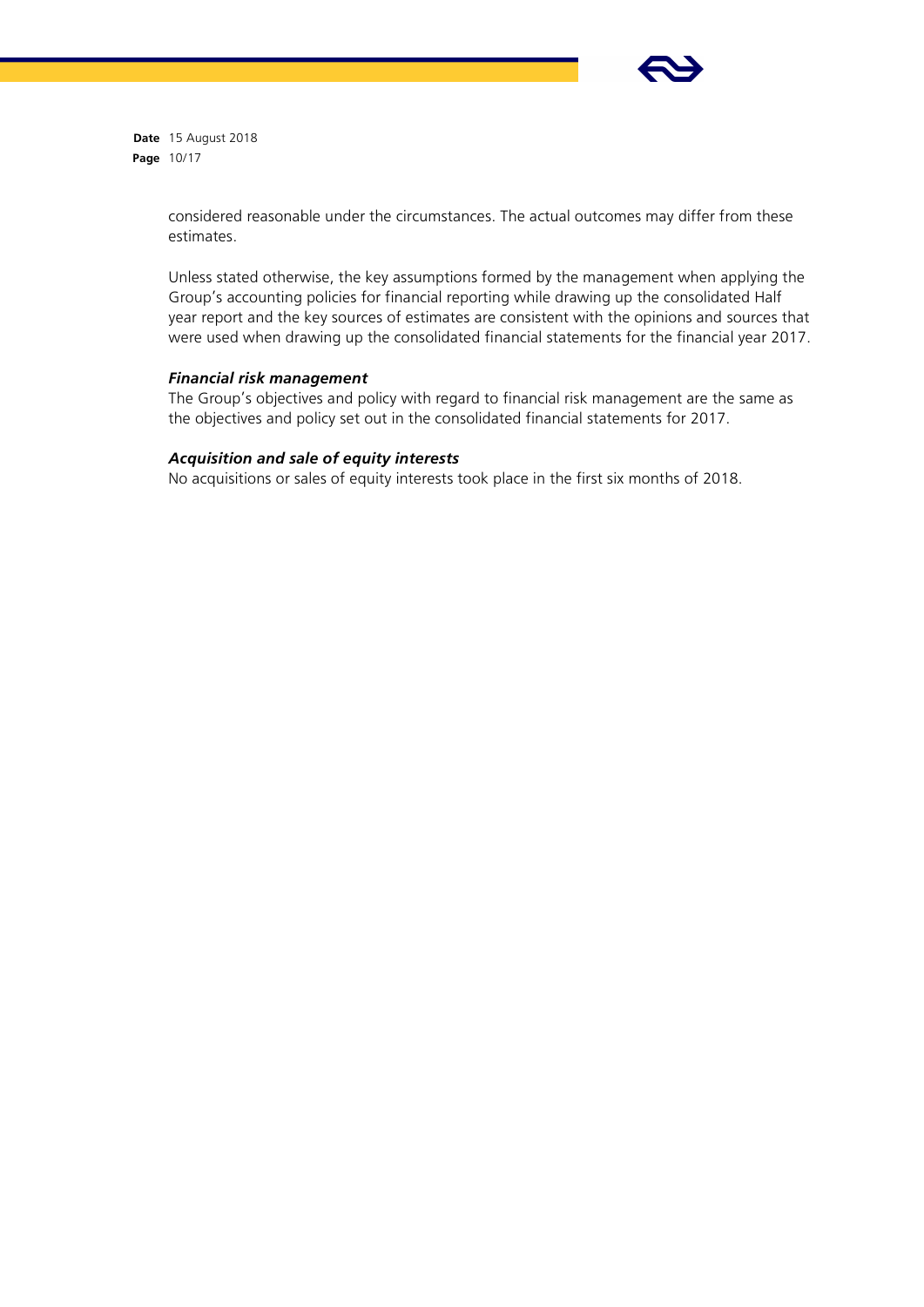considered reasonable under the circumstances. The actual outcomes may differ from these estimates.

Unless stated otherwise, the key assumptions formed by the management when applying the Group's accounting policies for financial reporting while drawing up the consolidated Half year report and the key sources of estimates are consistent with the opinions and sources that were used when drawing up the consolidated financial statements for the financial year 2017.

***Financial risk management***

The Group's objectives and policy with regard to financial risk management are the same as the objectives and policy set out in the consolidated financial statements for 2017.

***Acquisition and sale of equity interests***

No acquisitions or sales of equity interests took place in the first six months of 2018.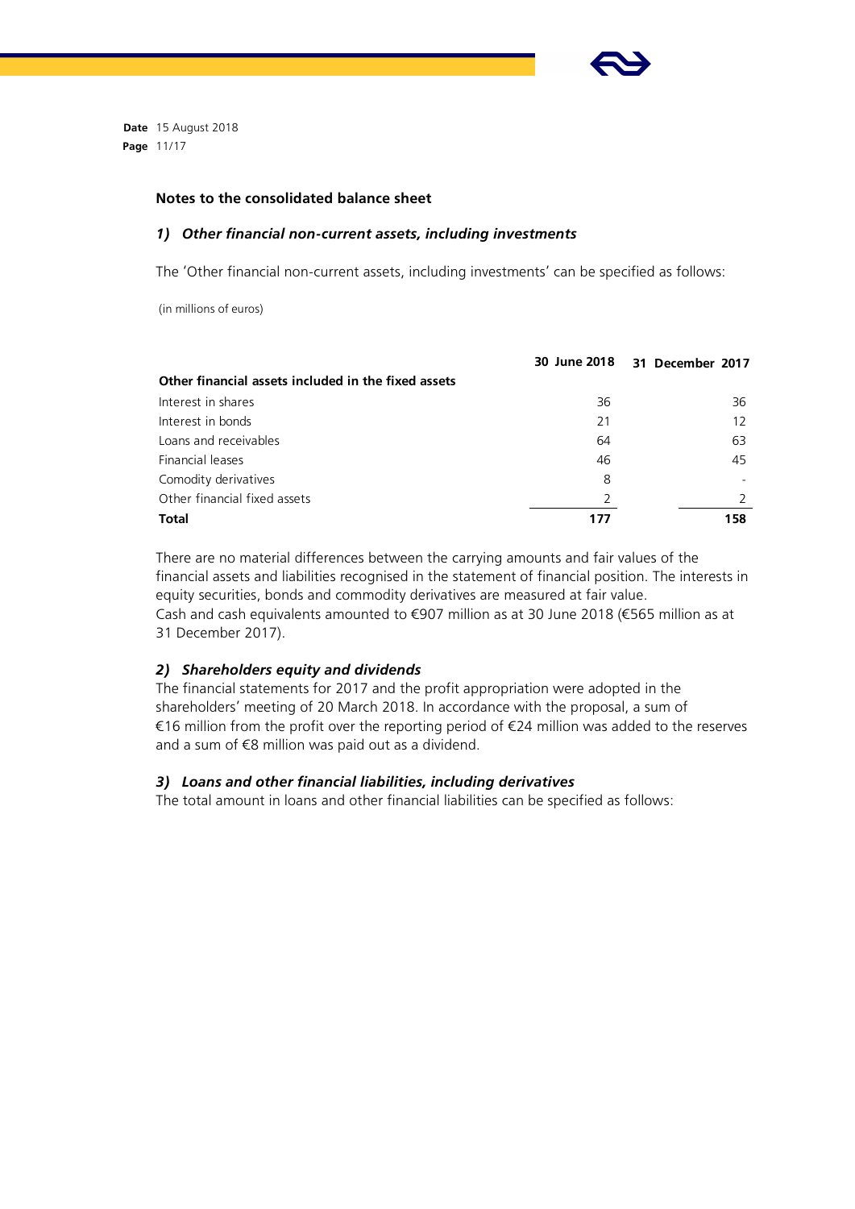## Notes to the consolidated balance sheet

### *1) Other financial non-current assets, including investments*

The 'Other financial non-current assets, including investments' can be specified as follows:

(in millions of euros)

| | 30 June 2018 | 31 December 2017 |
|---|---|---|
| **Other financial assets included in the fixed assets** | | |
| Interest in shares | 36 | 36 |
| Interest in bonds | 21 | 12 |
| Loans and receivables | 64 | 63 |
| Financial leases | 46 | 45 |
| Comodity derivatives | 8 | - |
| Other financial fixed assets | 2 | 2 |
| **Total** | **177** | **158** |

There are no material differences between the carrying amounts and fair values of the financial assets and liabilities recognised in the statement of financial position. The interests in equity securities, bonds and commodity derivatives are measured at fair value.
Cash and cash equivalents amounted to €907 million as at 30 June 2018 (€565 million as at 31 December 2017).

### *2) Shareholders equity and dividends*

The financial statements for 2017 and the profit appropriation were adopted in the shareholders' meeting of 20 March 2018. In accordance with the proposal, a sum of €16 million from the profit over the reporting period of €24 million was added to the reserves and a sum of €8 million was paid out as a dividend.

### *3) Loans and other financial liabilities, including derivatives*

The total amount in loans and other financial liabilities can be specified as follows: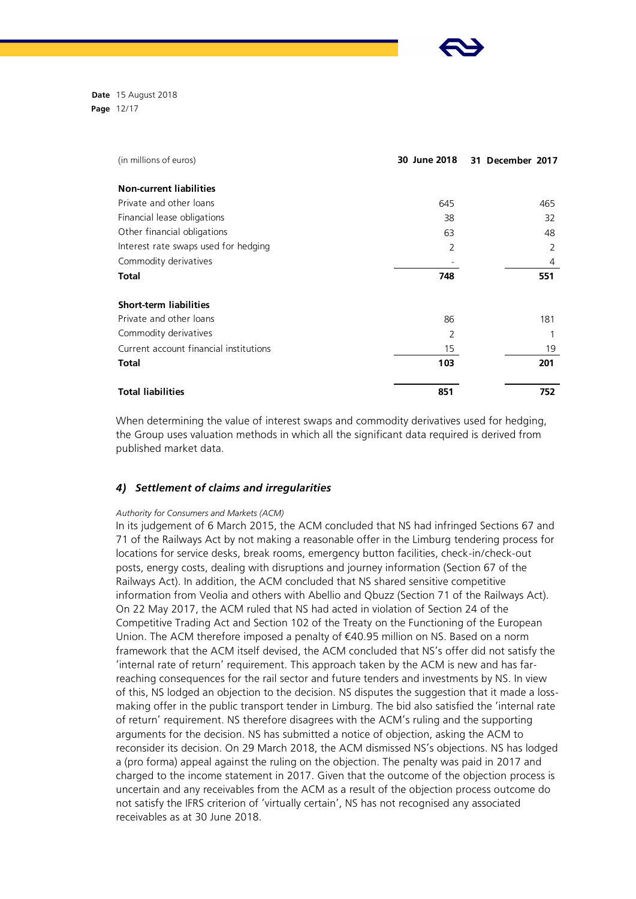| (in millions of euros) | 30 June 2018 | 31 December 2017 |
|---|---|---|
| **Non-current liabilities** | | |
| Private and other loans | 645 | 465 |
| Financial lease obligations | 38 | 32 |
| Other financial obligations | 63 | 48 |
| Interest rate swaps used for hedging | 2 | 2 |
| Commodity derivatives | - | 4 |
| **Total** | **748** | **551** |
| **Short-term liabilities** | | |
| Private and other loans | 86 | 181 |
| Commodity derivatives | 2 | 1 |
| Current account financial institutions | 15 | 19 |
| **Total** | **103** | **201** |
| **Total liabilities** | **851** | **752** |

When determining the value of interest swaps and commodity derivatives used for hedging, the Group uses valuation methods in which all the significant data required is derived from published market data.

### *4) Settlement of claims and irregularities*

*Authority for Consumers and Markets (ACM)*

In its judgement of 6 March 2015, the ACM concluded that NS had infringed Sections 67 and 71 of the Railways Act by not making a reasonable offer in the Limburg tendering process for locations for service desks, break rooms, emergency button facilities, check-in/check-out posts, energy costs, dealing with disruptions and journey information (Section 67 of the Railways Act). In addition, the ACM concluded that NS shared sensitive competitive information from Veolia and others with Abellio and Qbuzz (Section 71 of the Railways Act). On 22 May 2017, the ACM ruled that NS had acted in violation of Section 24 of the Competitive Trading Act and Section 102 of the Treaty on the Functioning of the European Union. The ACM therefore imposed a penalty of €40.95 million on NS. Based on a norm framework that the ACM itself devised, the ACM concluded that NS's offer did not satisfy the 'internal rate of return' requirement. This approach taken by the ACM is new and has far-reaching consequences for the rail sector and future tenders and investments by NS. In view of this, NS lodged an objection to the decision. NS disputes the suggestion that it made a loss-making offer in the public transport tender in Limburg. The bid also satisfied the 'internal rate of return' requirement. NS therefore disagrees with the ACM's ruling and the supporting arguments for the decision. NS has submitted a notice of objection, asking the ACM to reconsider its decision. On 29 March 2018, the ACM dismissed NS's objections. NS has lodged a (pro forma) appeal against the ruling on the objection. The penalty was paid in 2017 and charged to the income statement in 2017. Given that the outcome of the objection process is uncertain and any receivables from the ACM as a result of the objection process outcome do not satisfy the IFRS criterion of 'virtually certain', NS has not recognised any associated receivables as at 30 June 2018.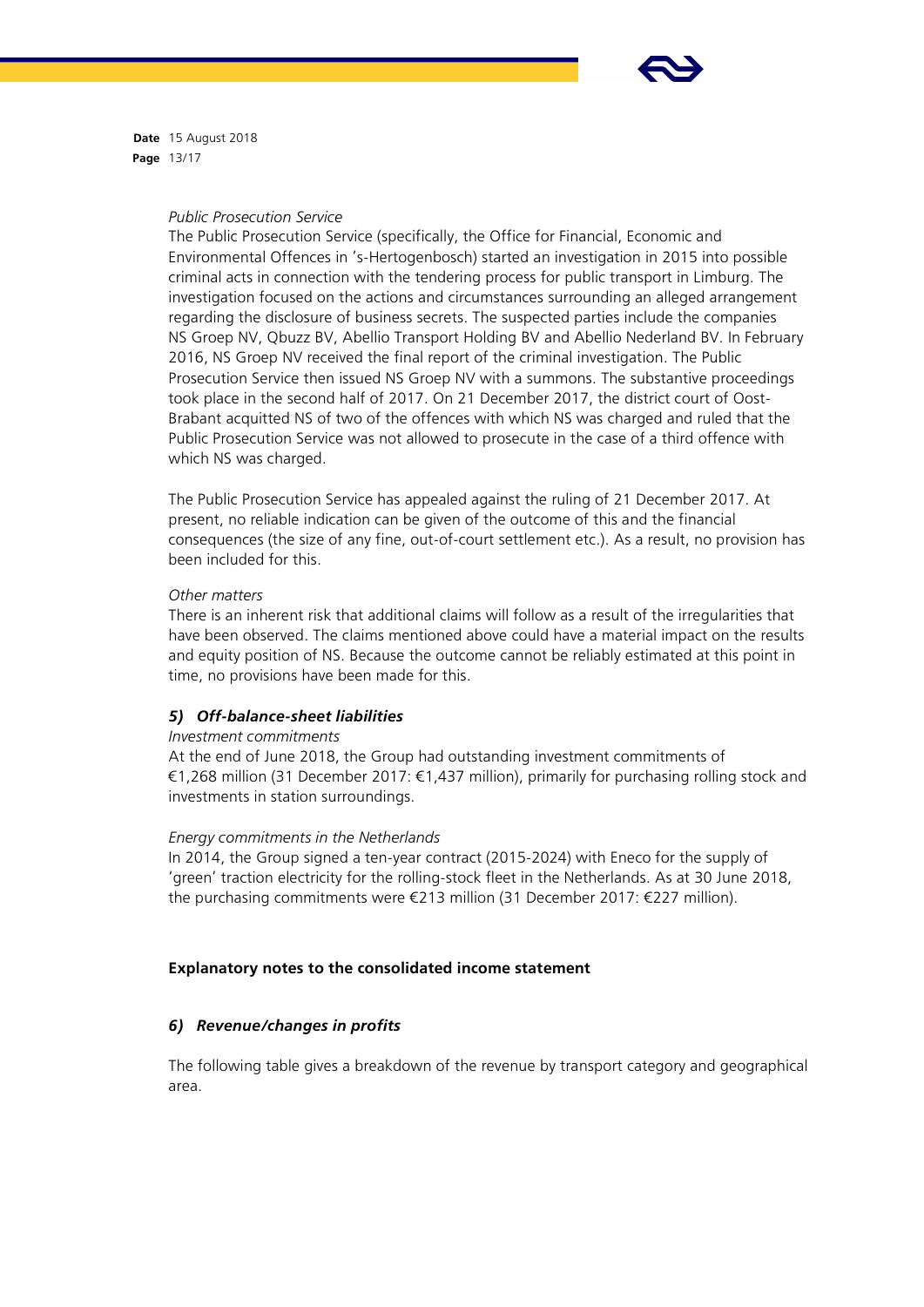*Public Prosecution Service*

The Public Prosecution Service (specifically, the Office for Financial, Economic and Environmental Offences in 's-Hertogenbosch) started an investigation in 2015 into possible criminal acts in connection with the tendering process for public transport in Limburg. The investigation focused on the actions and circumstances surrounding an alleged arrangement regarding the disclosure of business secrets. The suspected parties include the companies NS Groep NV, Qbuzz BV, Abellio Transport Holding BV and Abellio Nederland BV. In February 2016, NS Groep NV received the final report of the criminal investigation. The Public Prosecution Service then issued NS Groep NV with a summons. The substantive proceedings took place in the second half of 2017. On 21 December 2017, the district court of Oost-Brabant acquitted NS of two of the offences with which NS was charged and ruled that the Public Prosecution Service was not allowed to prosecute in the case of a third offence with which NS was charged.

The Public Prosecution Service has appealed against the ruling of 21 December 2017. At present, no reliable indication can be given of the outcome of this and the financial consequences (the size of any fine, out-of-court settlement etc.). As a result, no provision has been included for this.

*Other matters*

There is an inherent risk that additional claims will follow as a result of the irregularities that have been observed. The claims mentioned above could have a material impact on the results and equity position of NS. Because the outcome cannot be reliably estimated at this point in time, no provisions have been made for this.

### *5) Off-balance-sheet liabilities*

*Investment commitments*

At the end of June 2018, the Group had outstanding investment commitments of €1,268 million (31 December 2017: €1,437 million), primarily for purchasing rolling stock and investments in station surroundings.

*Energy commitments in the Netherlands*

In 2014, the Group signed a ten-year contract (2015-2024) with Eneco for the supply of 'green' traction electricity for the rolling-stock fleet in the Netherlands. As at 30 June 2018, the purchasing commitments were €213 million (31 December 2017: €227 million).

## Explanatory notes to the consolidated income statement

### *6) Revenue/changes in profits*

The following table gives a breakdown of the revenue by transport category and geographical area.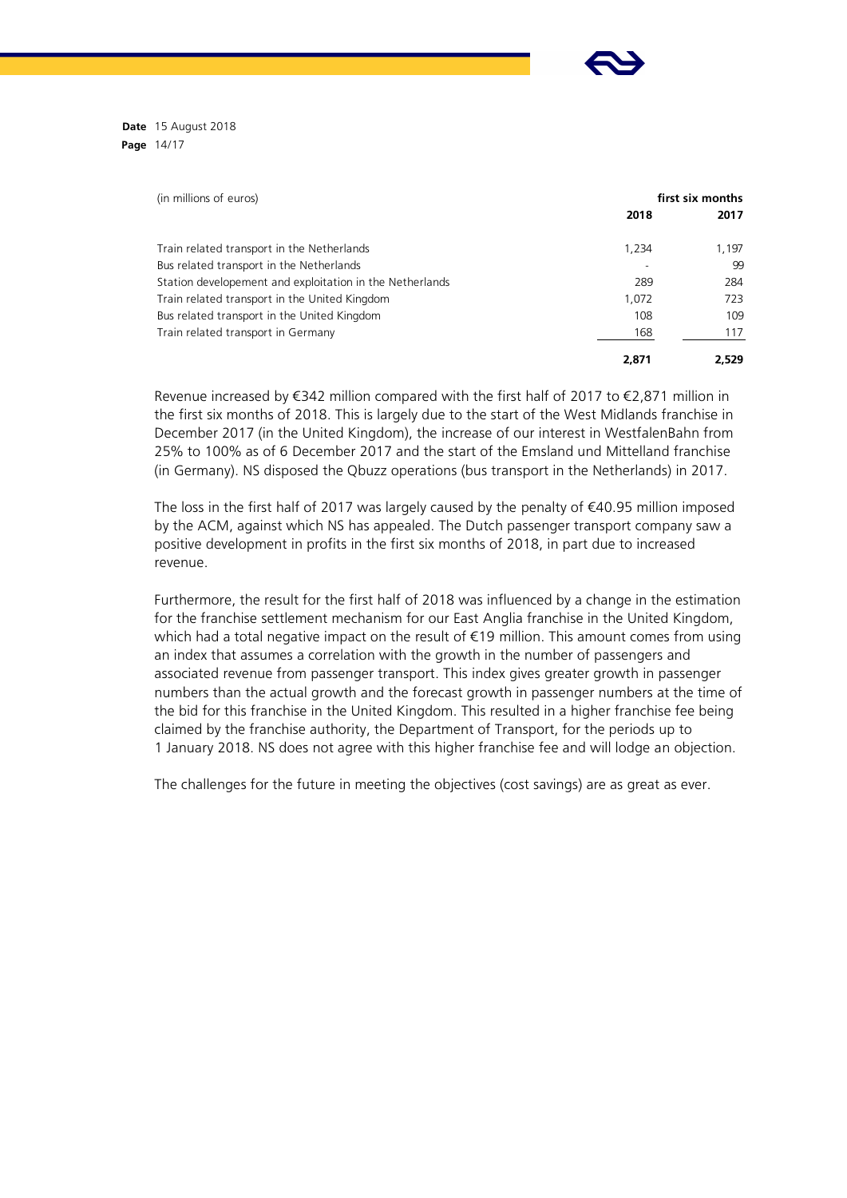| (in millions of euros) | first six months | |
|---|---|---|
| | 2018 | 2017 |
| Train related transport in the Netherlands | 1,234 | 1,197 |
| Bus related transport in the Netherlands | - | 99 |
| Station developement and exploitation in the Netherlands | 289 | 284 |
| Train related transport in the United Kingdom | 1,072 | 723 |
| Bus related transport in the United Kingdom | 108 | 109 |
| Train related transport in Germany | 168 | 117 |
| | **2,871** | **2,529** |

Revenue increased by €342 million compared with the first half of 2017 to €2,871 million in the first six months of 2018. This is largely due to the start of the West Midlands franchise in December 2017 (in the United Kingdom), the increase of our interest in WestfalenBahn from 25% to 100% as of 6 December 2017 and the start of the Emsland und Mittelland franchise (in Germany). NS disposed the Qbuzz operations (bus transport in the Netherlands) in 2017.

The loss in the first half of 2017 was largely caused by the penalty of €40.95 million imposed by the ACM, against which NS has appealed. The Dutch passenger transport company saw a positive development in profits in the first six months of 2018, in part due to increased revenue.

Furthermore, the result for the first half of 2018 was influenced by a change in the estimation for the franchise settlement mechanism for our East Anglia franchise in the United Kingdom, which had a total negative impact on the result of €19 million. This amount comes from using an index that assumes a correlation with the growth in the number of passengers and associated revenue from passenger transport. This index gives greater growth in passenger numbers than the actual growth and the forecast growth in passenger numbers at the time of the bid for this franchise in the United Kingdom. This resulted in a higher franchise fee being claimed by the franchise authority, the Department of Transport, for the periods up to 1 January 2018. NS does not agree with this higher franchise fee and will lodge an objection.

The challenges for the future in meeting the objectives (cost savings) are as great as ever.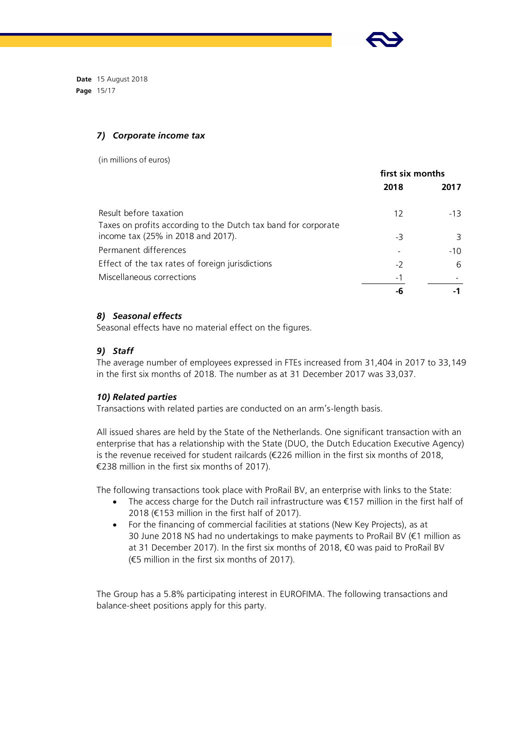### *7) Corporate income tax*

(in millions of euros)

| | first six months | |
|---|---|---|
| | **2018** | **2017** |
| Result before taxation | 12 | -13 |
| Taxes on profits according to the Dutch tax band for corporate income tax (25% in 2018 and 2017). | -3 | 3 |
| Permanent differences | - | -10 |
| Effect of the tax rates of foreign jurisdictions | -2 | 6 |
| Miscellaneous corrections | -1 | - |
| | **-6** | **-1** |

### *8) Seasonal effects*

Seasonal effects have no material effect on the figures.

### *9) Staff*

The average number of employees expressed in FTEs increased from 31,404 in 2017 to 33,149 in the first six months of 2018. The number as at 31 December 2017 was 33,037.

### *10) Related parties*

Transactions with related parties are conducted on an arm's-length basis.

All issued shares are held by the State of the Netherlands. One significant transaction with an enterprise that has a relationship with the State (DUO, the Dutch Education Executive Agency) is the revenue received for student railcards (€226 million in the first six months of 2018, €238 million in the first six months of 2017).

The following transactions took place with ProRail BV, an enterprise with links to the State:

- The access charge for the Dutch rail infrastructure was €157 million in the first half of 2018 (€153 million in the first half of 2017).
- For the financing of commercial facilities at stations (New Key Projects), as at 30 June 2018 NS had no undertakings to make payments to ProRail BV (€1 million as at 31 December 2017). In the first six months of 2018, €0 was paid to ProRail BV (€5 million in the first six months of 2017).

The Group has a 5.8% participating interest in EUROFIMA. The following transactions and balance-sheet positions apply for this party.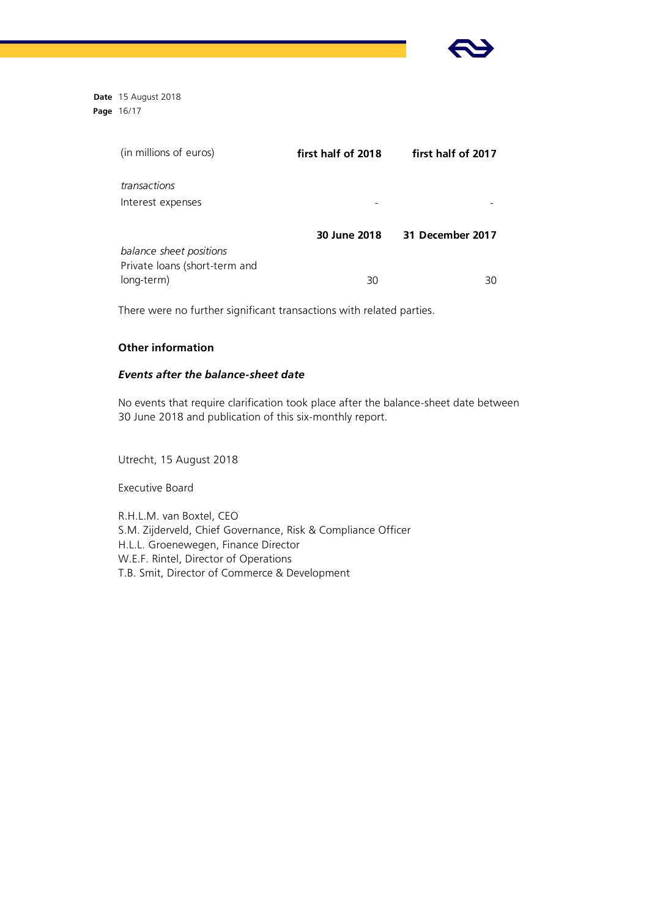| (in millions of euros) | first half of 2018 | first half of 2017 |
|---|---|---|
| *transactions* | | |
| Interest expenses | - | - |
| | **30 June 2018** | **31 December 2017** |
| *balance sheet positions* | | |
| Private loans (short-term and long-term) | 30 | 30 |

There were no further significant transactions with related parties.

### Other information

#### *Events after the balance-sheet date*

No events that require clarification took place after the balance-sheet date between 30 June 2018 and publication of this six-monthly report.

Utrecht, 15 August 2018

Executive Board

R.H.L.M. van Boxtel, CEO
S.M. Zijderveld, Chief Governance, Risk & Compliance Officer
H.L.L. Groenewegen, Finance Director
W.E.F. Rintel, Director of Operations
T.B. Smit, Director of Commerce & Development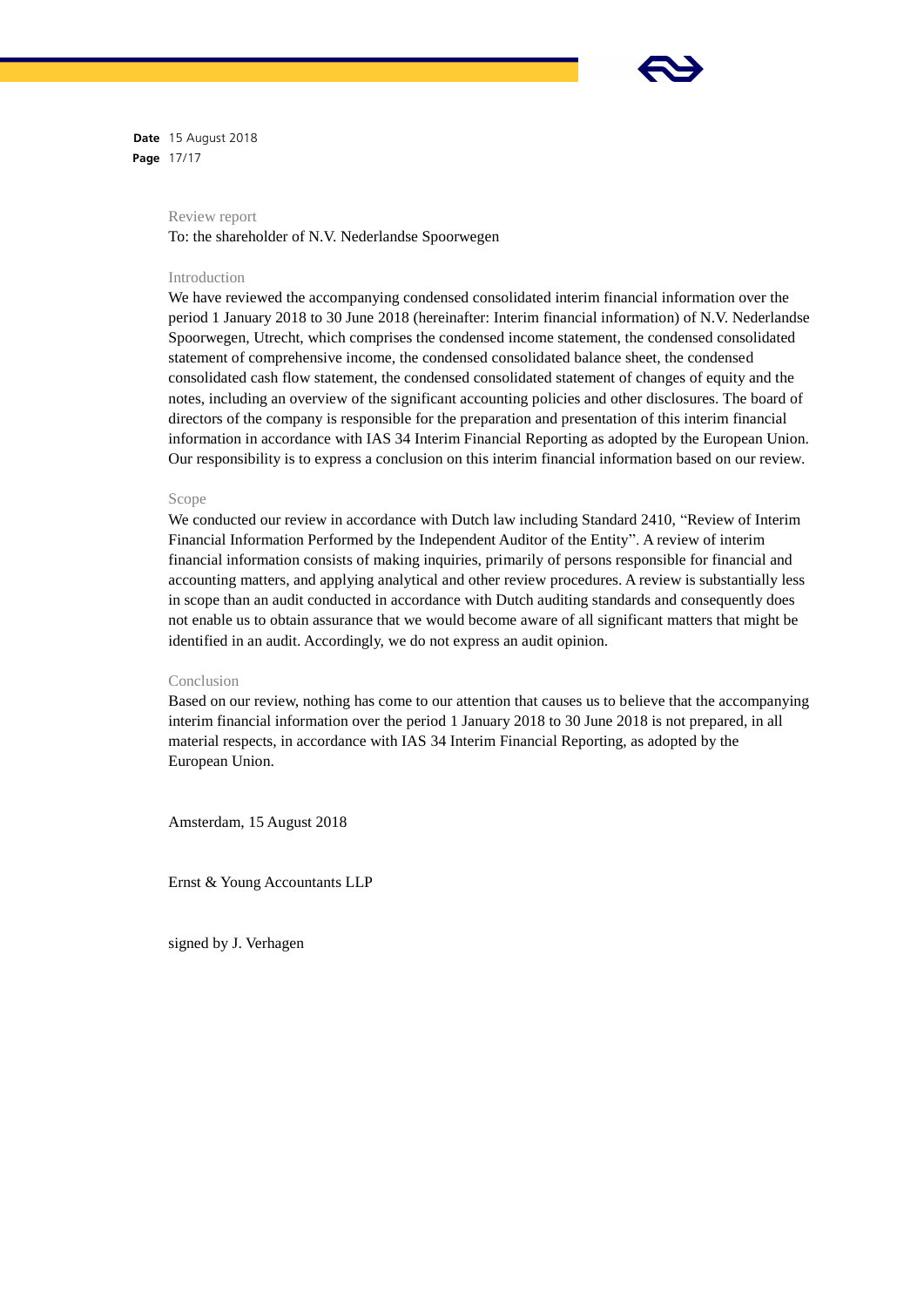## Review report

To: the shareholder of N.V. Nederlandse Spoorwegen

### Introduction

We have reviewed the accompanying condensed consolidated interim financial information over the period 1 January 2018 to 30 June 2018 (hereinafter: Interim financial information) of N.V. Nederlandse Spoorwegen, Utrecht, which comprises the condensed income statement, the condensed consolidated statement of comprehensive income, the condensed consolidated balance sheet, the condensed consolidated cash flow statement, the condensed consolidated statement of changes of equity and the notes, including an overview of the significant accounting policies and other disclosures. The board of directors of the company is responsible for the preparation and presentation of this interim financial information in accordance with IAS 34 Interim Financial Reporting as adopted by the European Union. Our responsibility is to express a conclusion on this interim financial information based on our review.

### Scope

We conducted our review in accordance with Dutch law including Standard 2410, "Review of Interim Financial Information Performed by the Independent Auditor of the Entity". A review of interim financial information consists of making inquiries, primarily of persons responsible for financial and accounting matters, and applying analytical and other review procedures. A review is substantially less in scope than an audit conducted in accordance with Dutch auditing standards and consequently does not enable us to obtain assurance that we would become aware of all significant matters that might be identified in an audit. Accordingly, we do not express an audit opinion.

### Conclusion

Based on our review, nothing has come to our attention that causes us to believe that the accompanying interim financial information over the period 1 January 2018 to 30 June 2018 is not prepared, in all material respects, in accordance with IAS 34 Interim Financial Reporting, as adopted by the European Union.

Amsterdam, 15 August 2018

Ernst & Young Accountants LLP

signed by J. Verhagen